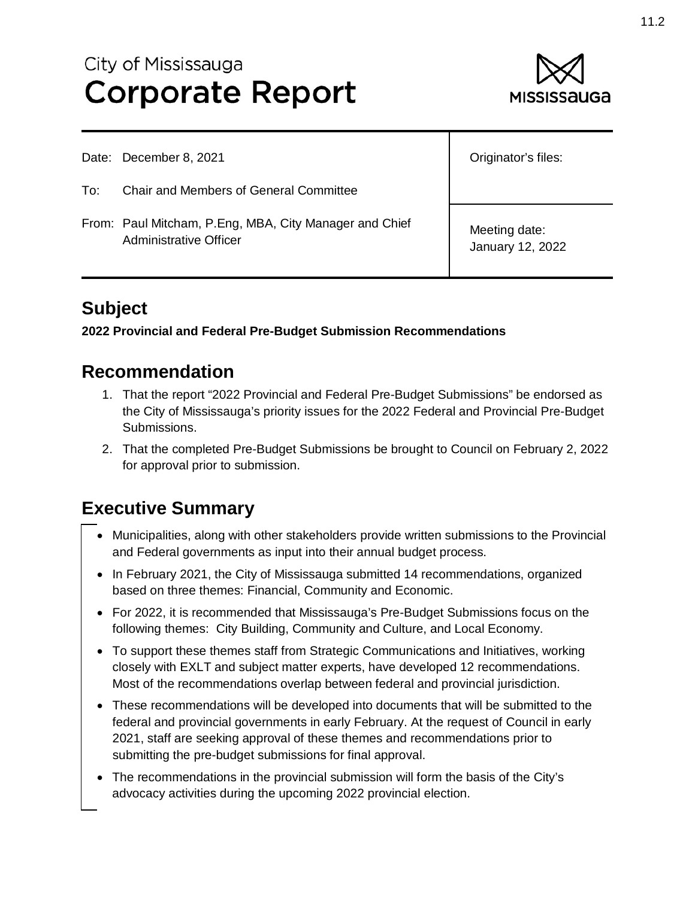City of Mississauga
# Corporate Report

| | |
|---|---|
| Date: December 8, 2021 | Originator's files: |
| To: Chair and Members of General Committee | |
| From: Paul Mitcham, P.Eng, MBA, City Manager and Chief Administrative Officer | Meeting date: January 12, 2022 |

## Subject

**2022 Provincial and Federal Pre-Budget Submission Recommendations**

## Recommendation

1. That the report "2022 Provincial and Federal Pre-Budget Submissions" be endorsed as the City of Mississauga's priority issues for the 2022 Federal and Provincial Pre-Budget Submissions.
2. That the completed Pre-Budget Submissions be brought to Council on February 2, 2022 for approval prior to submission.

## Executive Summary

- Municipalities, along with other stakeholders provide written submissions to the Provincial and Federal governments as input into their annual budget process.
- In February 2021, the City of Mississauga submitted 14 recommendations, organized based on three themes: Financial, Community and Economic.
- For 2022, it is recommended that Mississauga's Pre-Budget Submissions focus on the following themes: City Building, Community and Culture, and Local Economy.
- To support these themes staff from Strategic Communications and Initiatives, working closely with EXLT and subject matter experts, have developed 12 recommendations. Most of the recommendations overlap between federal and provincial jurisdiction.
- These recommendations will be developed into documents that will be submitted to the federal and provincial governments in early February. At the request of Council in early 2021, staff are seeking approval of these themes and recommendations prior to submitting the pre-budget submissions for final approval.
- The recommendations in the provincial submission will form the basis of the City's advocacy activities during the upcoming 2022 provincial election.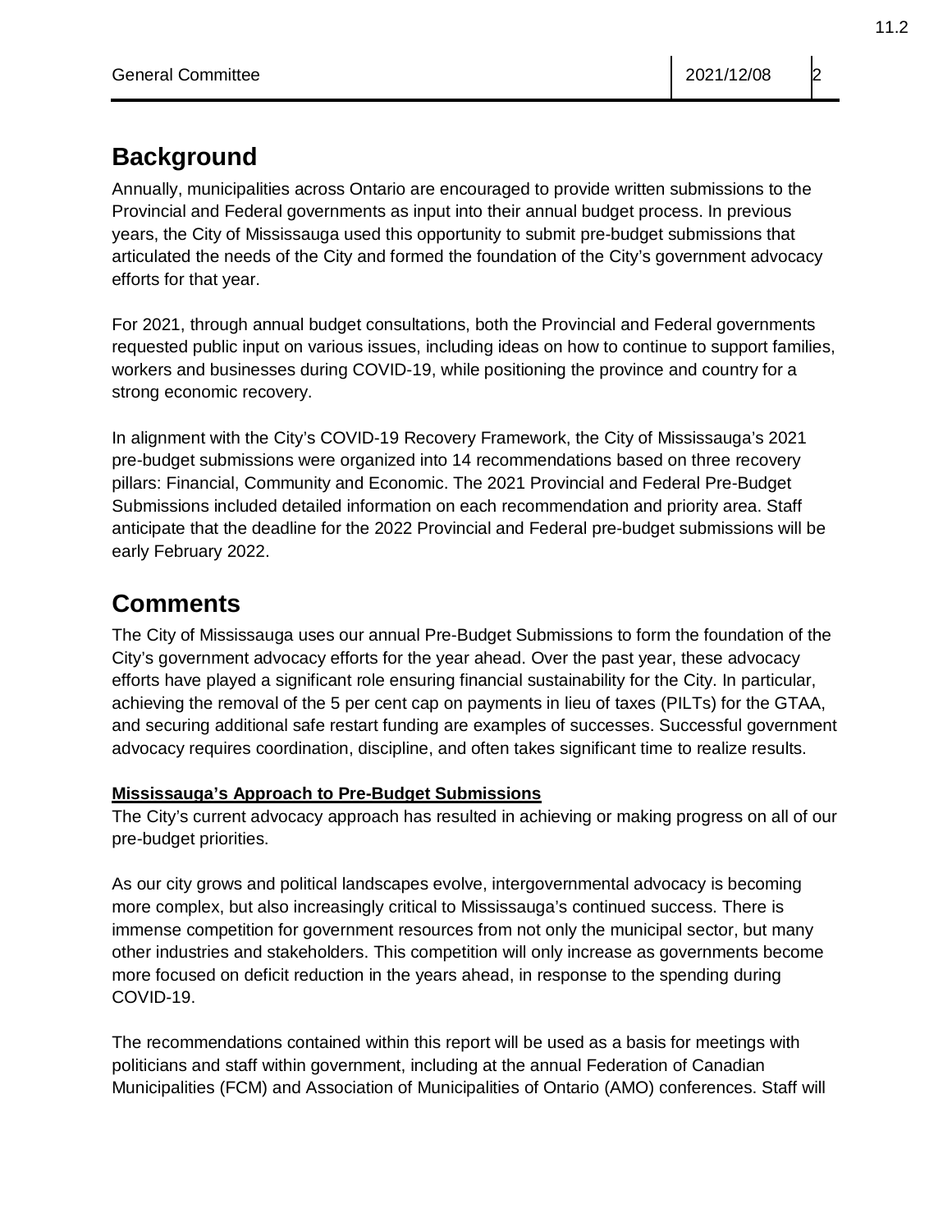## Background

Annually, municipalities across Ontario are encouraged to provide written submissions to the Provincial and Federal governments as input into their annual budget process. In previous years, the City of Mississauga used this opportunity to submit pre-budget submissions that articulated the needs of the City and formed the foundation of the City's government advocacy efforts for that year.

For 2021, through annual budget consultations, both the Provincial and Federal governments requested public input on various issues, including ideas on how to continue to support families, workers and businesses during COVID-19, while positioning the province and country for a strong economic recovery.

In alignment with the City's COVID-19 Recovery Framework, the City of Mississauga's 2021 pre-budget submissions were organized into 14 recommendations based on three recovery pillars: Financial, Community and Economic. The 2021 Provincial and Federal Pre-Budget Submissions included detailed information on each recommendation and priority area. Staff anticipate that the deadline for the 2022 Provincial and Federal pre-budget submissions will be early February 2022.

## Comments

The City of Mississauga uses our annual Pre-Budget Submissions to form the foundation of the City's government advocacy efforts for the year ahead. Over the past year, these advocacy efforts have played a significant role ensuring financial sustainability for the City. In particular, achieving the removal of the 5 per cent cap on payments in lieu of taxes (PILTs) for the GTAA, and securing additional safe restart funding are examples of successes. Successful government advocacy requires coordination, discipline, and often takes significant time to realize results.

**Mississauga's Approach to Pre-Budget Submissions**

The City's current advocacy approach has resulted in achieving or making progress on all of our pre-budget priorities.

As our city grows and political landscapes evolve, intergovernmental advocacy is becoming more complex, but also increasingly critical to Mississauga's continued success. There is immense competition for government resources from not only the municipal sector, but many other industries and stakeholders. This competition will only increase as governments become more focused on deficit reduction in the years ahead, in response to the spending during COVID-19.

The recommendations contained within this report will be used as a basis for meetings with politicians and staff within government, including at the annual Federation of Canadian Municipalities (FCM) and Association of Municipalities of Ontario (AMO) conferences. Staff will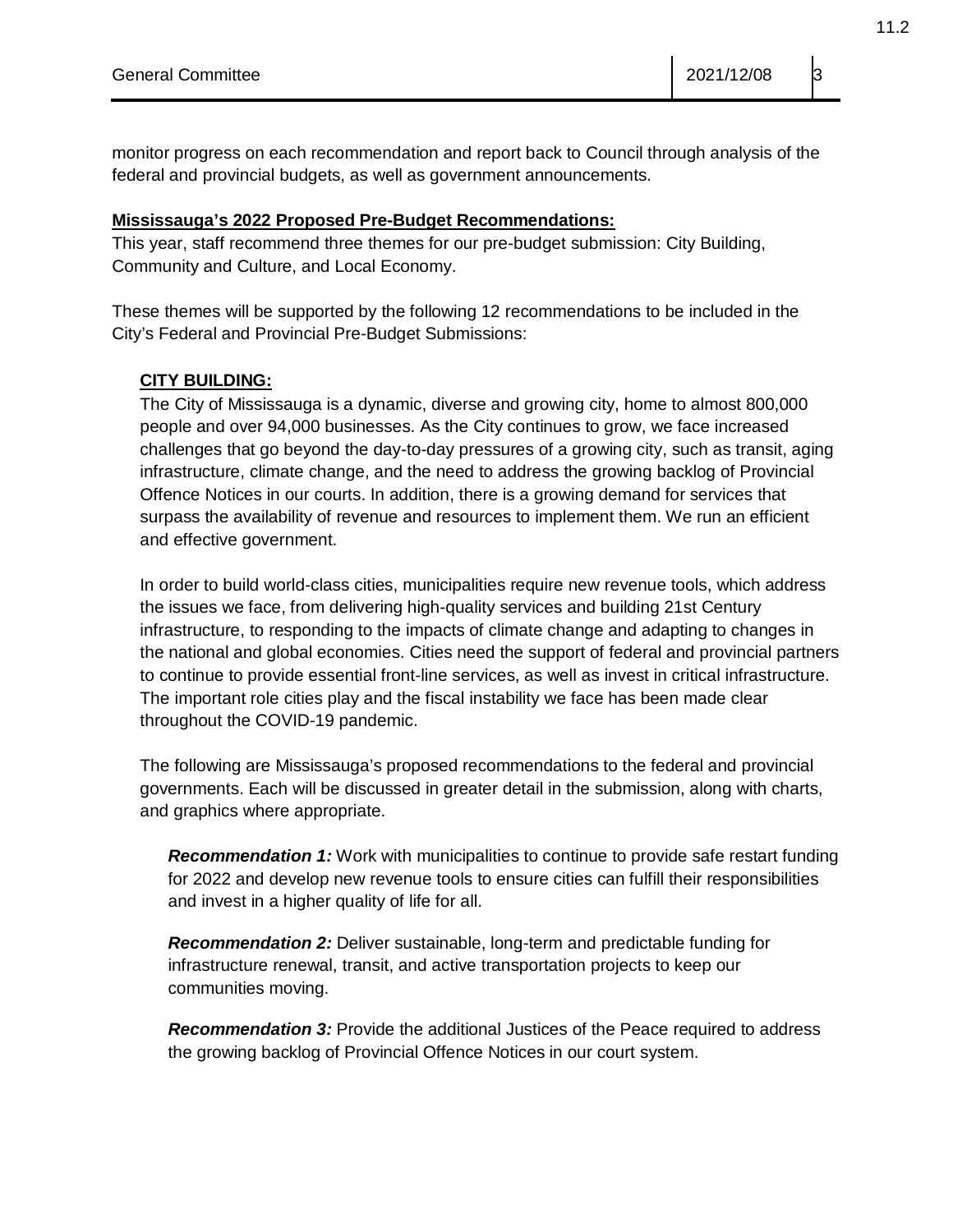monitor progress on each recommendation and report back to Council through analysis of the federal and provincial budgets, as well as government announcements.

**Mississauga's 2022 Proposed Pre-Budget Recommendations:**

This year, staff recommend three themes for our pre-budget submission: City Building, Community and Culture, and Local Economy.

These themes will be supported by the following 12 recommendations to be included in the City's Federal and Provincial Pre-Budget Submissions:

**CITY BUILDING:**

The City of Mississauga is a dynamic, diverse and growing city, home to almost 800,000 people and over 94,000 businesses. As the City continues to grow, we face increased challenges that go beyond the day-to-day pressures of a growing city, such as transit, aging infrastructure, climate change, and the need to address the growing backlog of Provincial Offence Notices in our courts. In addition, there is a growing demand for services that surpass the availability of revenue and resources to implement them. We run an efficient and effective government.

In order to build world-class cities, municipalities require new revenue tools, which address the issues we face, from delivering high-quality services and building 21st Century infrastructure, to responding to the impacts of climate change and adapting to changes in the national and global economies. Cities need the support of federal and provincial partners to continue to provide essential front-line services, as well as invest in critical infrastructure. The important role cities play and the fiscal instability we face has been made clear throughout the COVID-19 pandemic.

The following are Mississauga's proposed recommendations to the federal and provincial governments. Each will be discussed in greater detail in the submission, along with charts, and graphics where appropriate.

***Recommendation 1:*** Work with municipalities to continue to provide safe restart funding for 2022 and develop new revenue tools to ensure cities can fulfill their responsibilities and invest in a higher quality of life for all.

***Recommendation 2:*** Deliver sustainable, long-term and predictable funding for infrastructure renewal, transit, and active transportation projects to keep our communities moving.

***Recommendation 3:*** Provide the additional Justices of the Peace required to address the growing backlog of Provincial Offence Notices in our court system.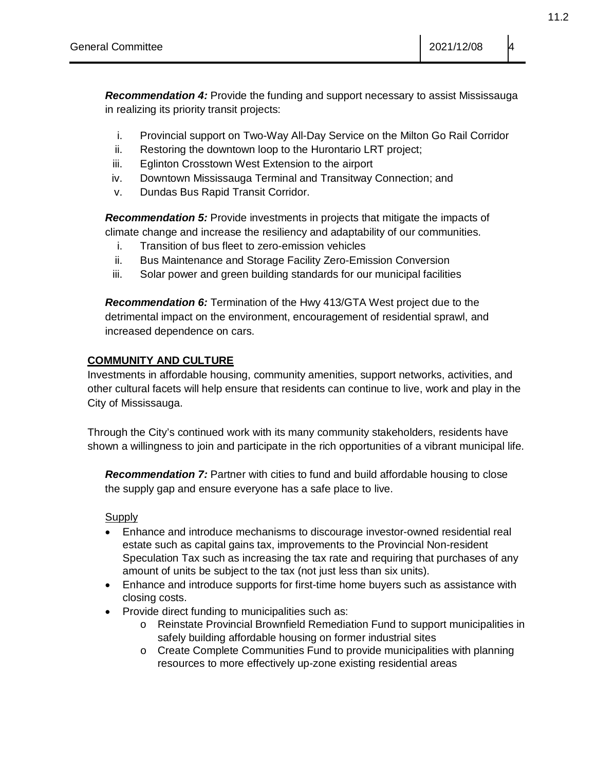***Recommendation 4:*** Provide the funding and support necessary to assist Mississauga in realizing its priority transit projects:

i. Provincial support on Two-Way All-Day Service on the Milton Go Rail Corridor
ii. Restoring the downtown loop to the Hurontario LRT project;
iii. Eglinton Crosstown West Extension to the airport
iv. Downtown Mississauga Terminal and Transitway Connection; and
v. Dundas Bus Rapid Transit Corridor.

***Recommendation 5:*** Provide investments in projects that mitigate the impacts of climate change and increase the resiliency and adaptability of our communities.

i. Transition of bus fleet to zero-emission vehicles
ii. Bus Maintenance and Storage Facility Zero-Emission Conversion
iii. Solar power and green building standards for our municipal facilities

***Recommendation 6:*** Termination of the Hwy 413/GTA West project due to the detrimental impact on the environment, encouragement of residential sprawl, and increased dependence on cars.

**COMMUNITY AND CULTURE**

Investments in affordable housing, community amenities, support networks, activities, and other cultural facets will help ensure that residents can continue to live, work and play in the City of Mississauga.

Through the City's continued work with its many community stakeholders, residents have shown a willingness to join and participate in the rich opportunities of a vibrant municipal life.

***Recommendation 7:*** Partner with cities to fund and build affordable housing to close the supply gap and ensure everyone has a safe place to live.

Supply

- Enhance and introduce mechanisms to discourage investor-owned residential real estate such as capital gains tax, improvements to the Provincial Non-resident Speculation Tax such as increasing the tax rate and requiring that purchases of any amount of units be subject to the tax (not just less than six units).
- Enhance and introduce supports for first-time home buyers such as assistance with closing costs.
- Provide direct funding to municipalities such as:
  - Reinstate Provincial Brownfield Remediation Fund to support municipalities in safely building affordable housing on former industrial sites
  - Create Complete Communities Fund to provide municipalities with planning resources to more effectively up-zone existing residential areas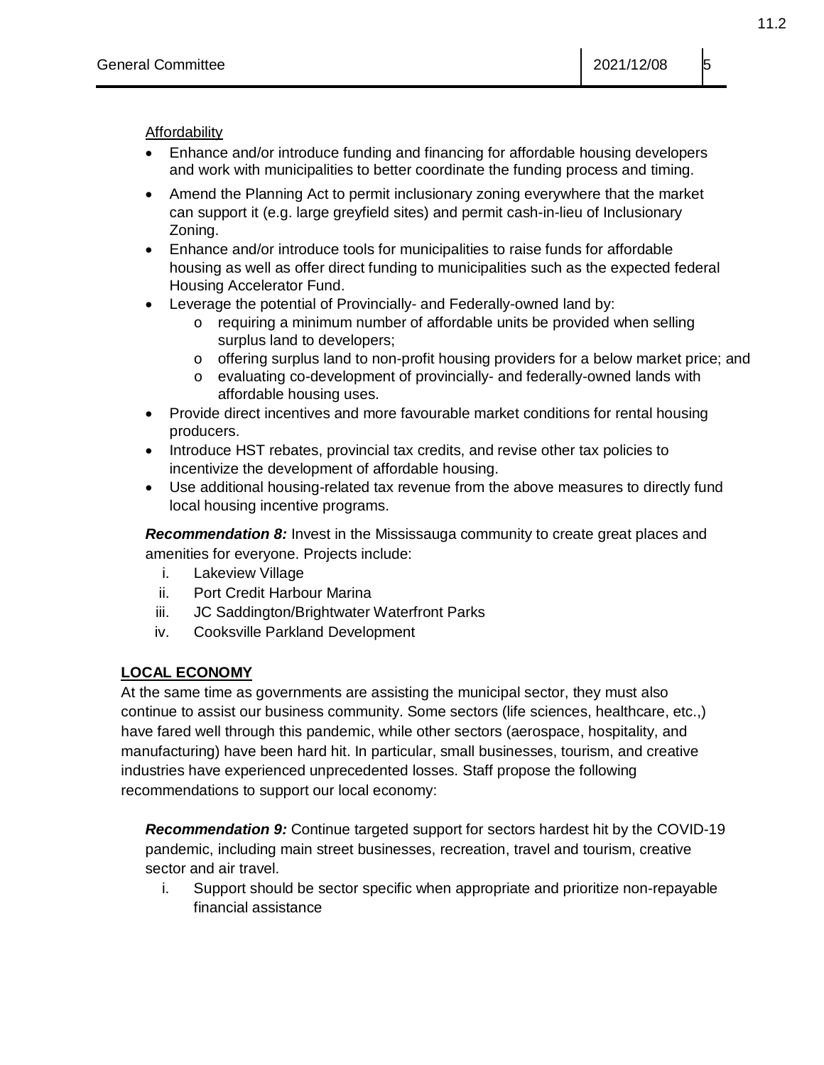<u>Affordability</u>

- Enhance and/or introduce funding and financing for affordable housing developers and work with municipalities to better coordinate the funding process and timing.
- Amend the Planning Act to permit inclusionary zoning everywhere that the market can support it (e.g. large greyfield sites) and permit cash-in-lieu of Inclusionary Zoning.
- Enhance and/or introduce tools for municipalities to raise funds for affordable housing as well as offer direct funding to municipalities such as the expected federal Housing Accelerator Fund.
- Leverage the potential of Provincially- and Federally-owned land by:
    - requiring a minimum number of affordable units be provided when selling surplus land to developers;
    - offering surplus land to non-profit housing providers for a below market price; and
    - evaluating co-development of provincially- and federally-owned lands with affordable housing uses.
- Provide direct incentives and more favourable market conditions for rental housing producers.
- Introduce HST rebates, provincial tax credits, and revise other tax policies to incentivize the development of affordable housing.
- Use additional housing-related tax revenue from the above measures to directly fund local housing incentive programs.

***Recommendation 8:*** Invest in the Mississauga community to create great places and amenities for everyone. Projects include:

i. Lakeview Village
ii. Port Credit Harbour Marina
iii. JC Saddington/Brightwater Waterfront Parks
iv. Cooksville Parkland Development

**<u>LOCAL ECONOMY</u>**

At the same time as governments are assisting the municipal sector, they must also continue to assist our business community. Some sectors (life sciences, healthcare, etc.,) have fared well through this pandemic, while other sectors (aerospace, hospitality, and manufacturing) have been hard hit. In particular, small businesses, tourism, and creative industries have experienced unprecedented losses. Staff propose the following recommendations to support our local economy:

***Recommendation 9:*** Continue targeted support for sectors hardest hit by the COVID-19 pandemic, including main street businesses, recreation, travel and tourism, creative sector and air travel.

i. Support should be sector specific when appropriate and prioritize non-repayable financial assistance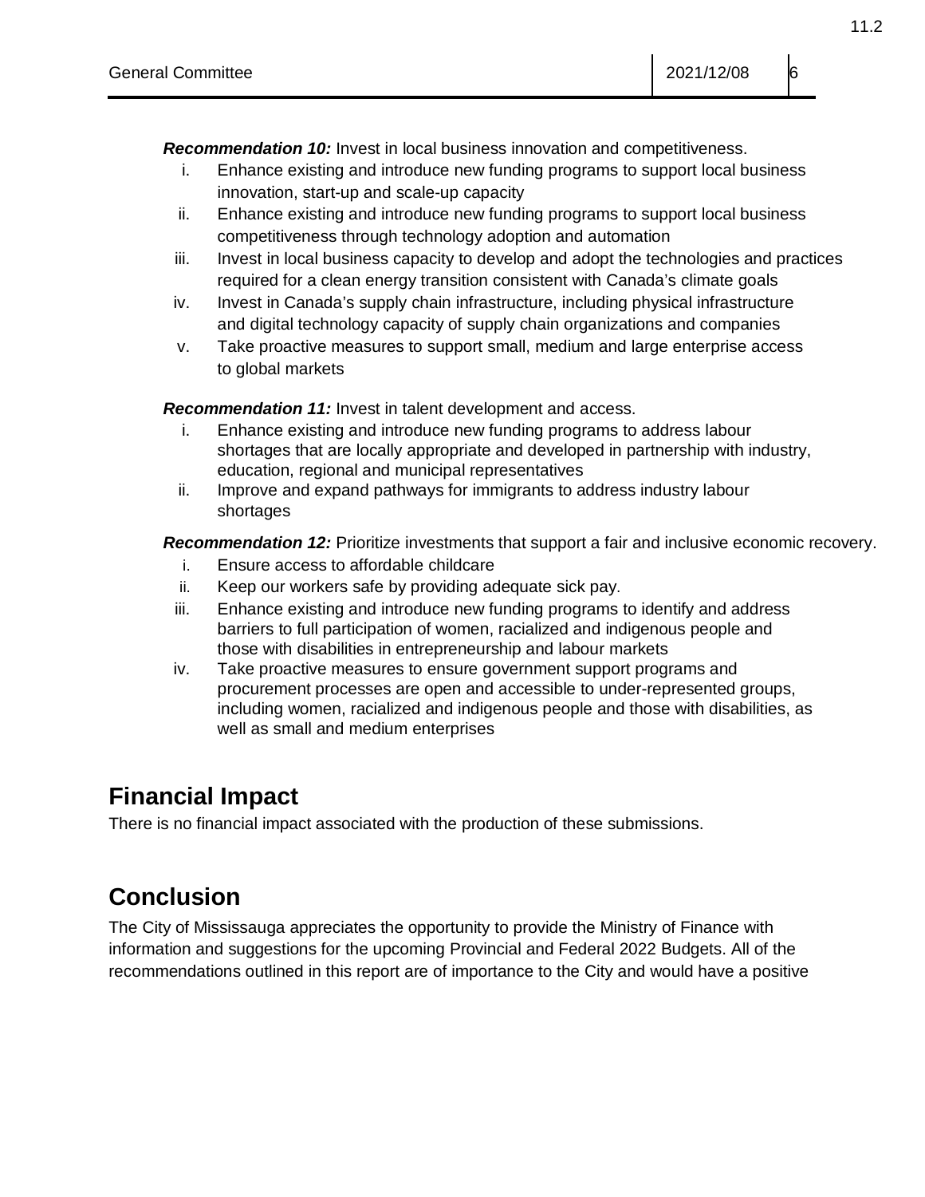***Recommendation 10:*** Invest in local business innovation and competitiveness.

i. Enhance existing and introduce new funding programs to support local business innovation, start-up and scale-up capacity
ii. Enhance existing and introduce new funding programs to support local business competitiveness through technology adoption and automation
iii. Invest in local business capacity to develop and adopt the technologies and practices required for a clean energy transition consistent with Canada's climate goals
iv. Invest in Canada's supply chain infrastructure, including physical infrastructure and digital technology capacity of supply chain organizations and companies
v. Take proactive measures to support small, medium and large enterprise access to global markets

***Recommendation 11:*** Invest in talent development and access.

i. Enhance existing and introduce new funding programs to address labour shortages that are locally appropriate and developed in partnership with industry, education, regional and municipal representatives
ii. Improve and expand pathways for immigrants to address industry labour shortages

***Recommendation 12:*** Prioritize investments that support a fair and inclusive economic recovery.

i. Ensure access to affordable childcare
ii. Keep our workers safe by providing adequate sick pay.
iii. Enhance existing and introduce new funding programs to identify and address barriers to full participation of women, racialized and indigenous people and those with disabilities in entrepreneurship and labour markets
iv. Take proactive measures to ensure government support programs and procurement processes are open and accessible to under-represented groups, including women, racialized and indigenous people and those with disabilities, as well as small and medium enterprises

## Financial Impact

There is no financial impact associated with the production of these submissions.

## Conclusion

The City of Mississauga appreciates the opportunity to provide the Ministry of Finance with information and suggestions for the upcoming Provincial and Federal 2022 Budgets. All of the recommendations outlined in this report are of importance to the City and would have a positive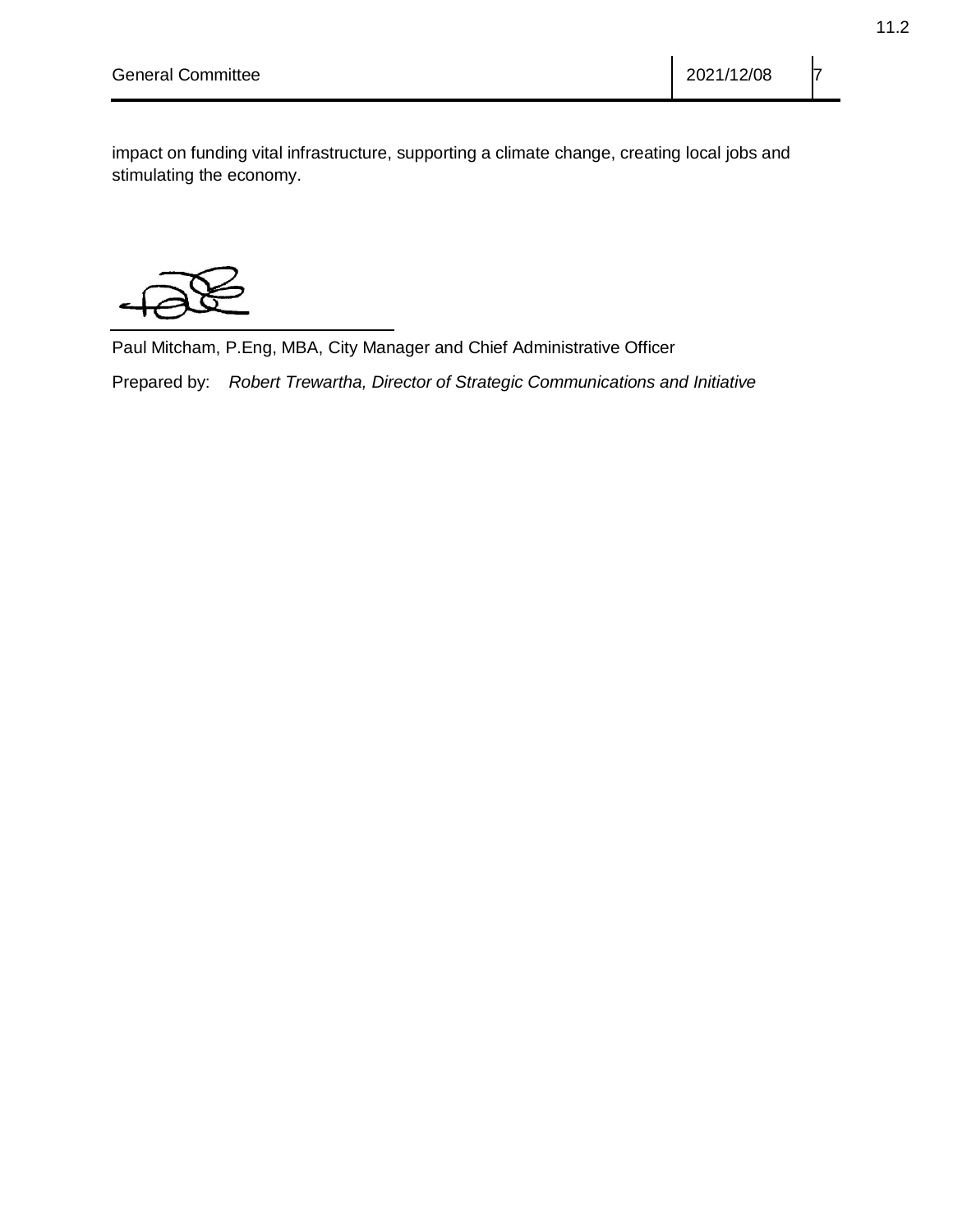impact on funding vital infrastructure, supporting a climate change, creating local jobs and stimulating the economy.

Paul Mitcham, P.Eng, MBA, City Manager and Chief Administrative Officer

Prepared by: *Robert Trewartha, Director of Strategic Communications and Initiative*